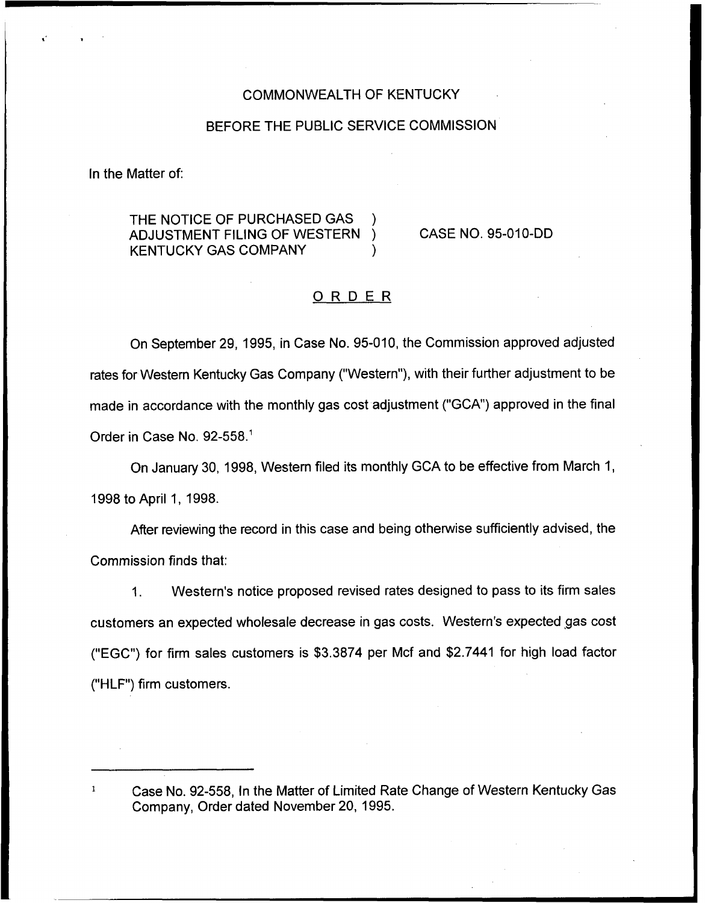COMMONWEALTH OF KENTUCKY

BEFORE THE PUBLIC SERVICE COMMISSION

In the Matter of:

THE NOTICE OF PURCHASED GAS ADJUSTMENT FILING OF WESTERN KENTUCKY GAS COMPANY ) CASE NO. 95-010-DD

## ORDER

On September 29, 1995, in Case No. 95-010, the Commission approved adjusted rates for Western Kentucky Gas Company ("Western"), with their further adjustment to be made in accordance with the monthly gas cost adjustment ("GCA") approved in the final Order in Case No. 92-558.[1]

On January 30, 1998, Western filed its monthly GCA to be effective from March 1, 1998 to April 1, 1998.

After reviewing the record in this case and being otherwise sufficiently advised, the Commission finds that:

1. Western's notice proposed revised rates designed to pass to its firm sales customers an expected wholesale decrease in gas costs. Western's expected gas cost ("EGC") for firm sales customers is $3.3874 per Mcf and $2.7441 for high load factor ("HLF") firm customers.

---

[1] Case No. 92-558, In the Matter of Limited Rate Change of Western Kentucky Gas Company, Order dated November 20, 1995.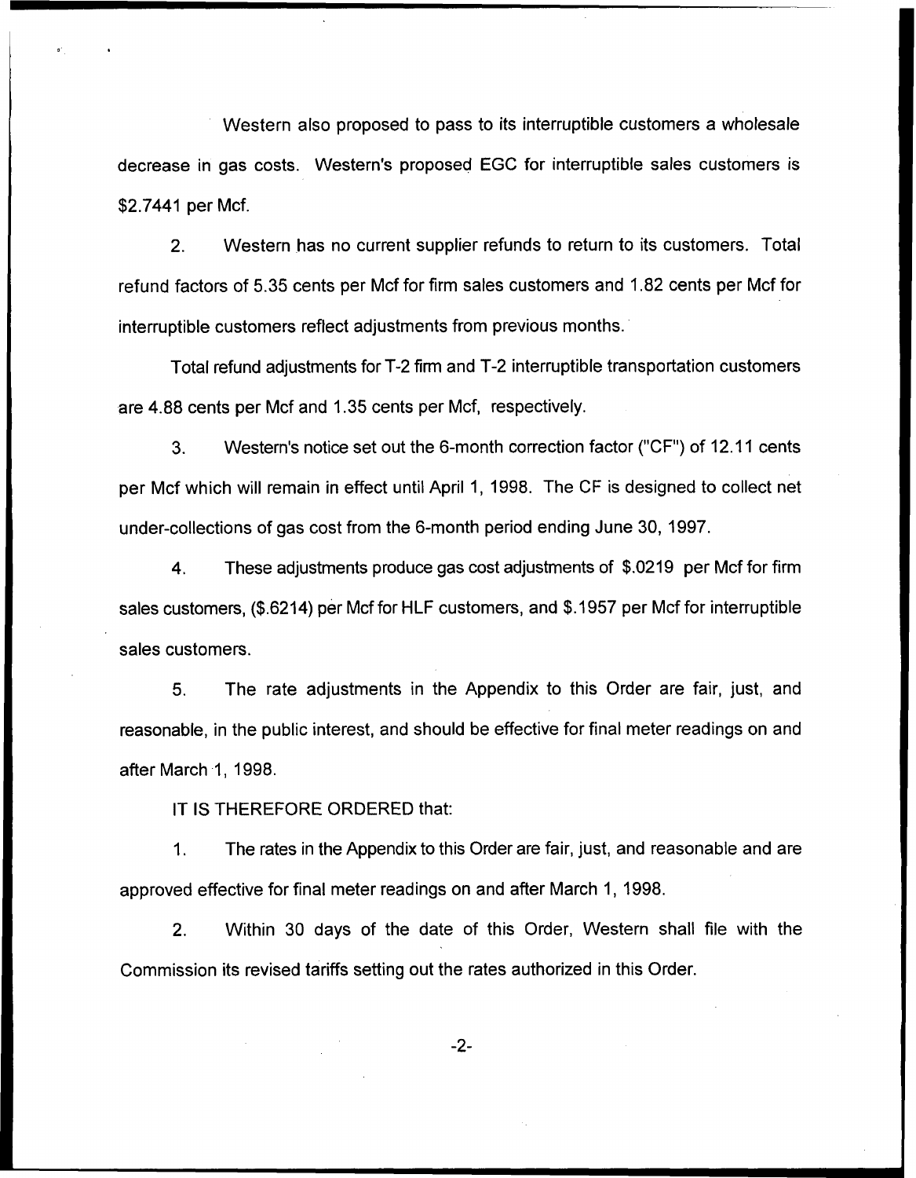Western also proposed to pass to its interruptible customers a wholesale decrease in gas costs. Western's proposed EGC for interruptible sales customers is $2.7441 per Mcf.

2. Western has no current supplier refunds to return to its customers. Total refund factors of 5.35 cents per Mcf for firm sales customers and 1.82 cents per Mcf for interruptible customers reflect adjustments from previous months.

Total refund adjustments for T-2 firm and T-2 interruptible transportation customers are 4.88 cents per Mcf and 1.35 cents per Mcf, respectively.

3. Western's notice set out the 6-month correction factor ("CF") of 12.11 cents per Mcf which will remain in effect until April 1, 1998. The CF is designed to collect net under-collections of gas cost from the 6-month period ending June 30, 1997.

4. These adjustments produce gas cost adjustments of $.0219 per Mcf for firm sales customers, ($.6214) per Mcf for HLF customers, and $.1957 per Mcf for interruptible sales customers.

5. The rate adjustments in the Appendix to this Order are fair, just, and reasonable, in the public interest, and should be effective for final meter readings on and after March 1, 1998.

IT IS THEREFORE ORDERED that:

1. The rates in the Appendix to this Order are fair, just, and reasonable and are approved effective for final meter readings on and after March 1, 1998.

2. Within 30 days of the date of this Order, Western shall file with the Commission its revised tariffs setting out the rates authorized in this Order.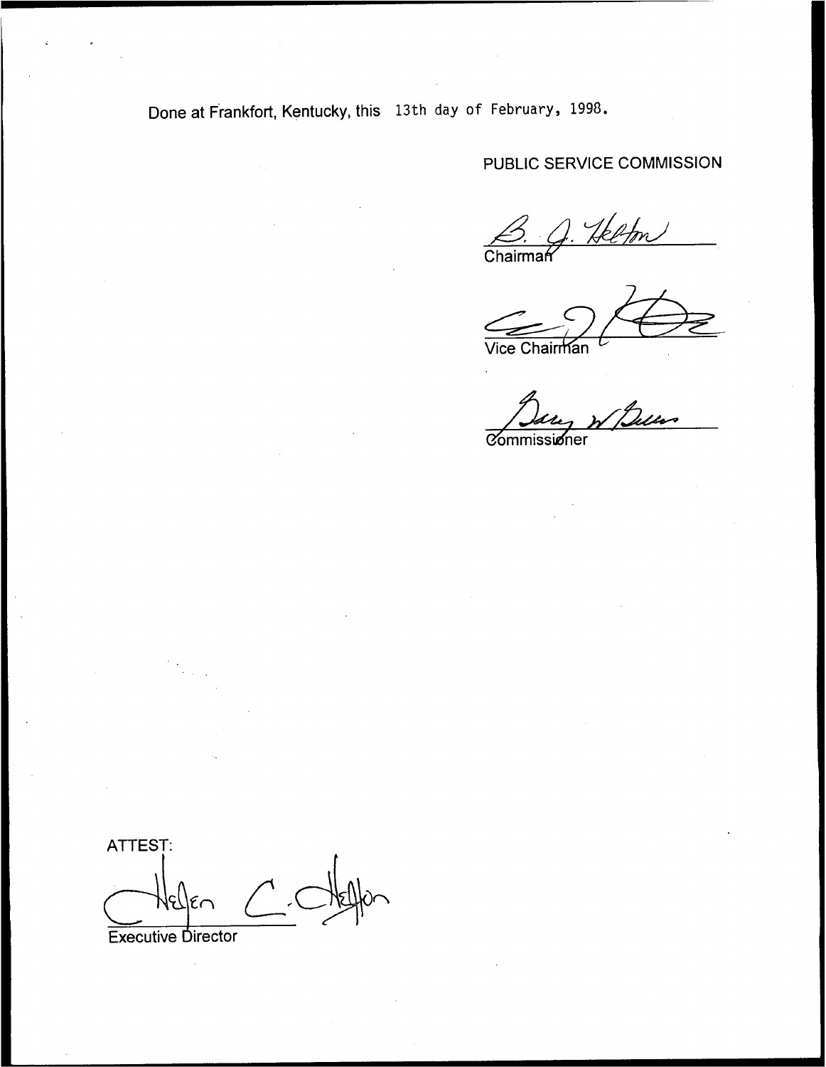Done at Frankfort, Kentucky, this 13th day of February, 1998.

PUBLIC SERVICE COMMISSION

B. J. Helton
Chairman

Vice Chairman

Commissioner

ATTEST:

Helen C. Helton
Executive Director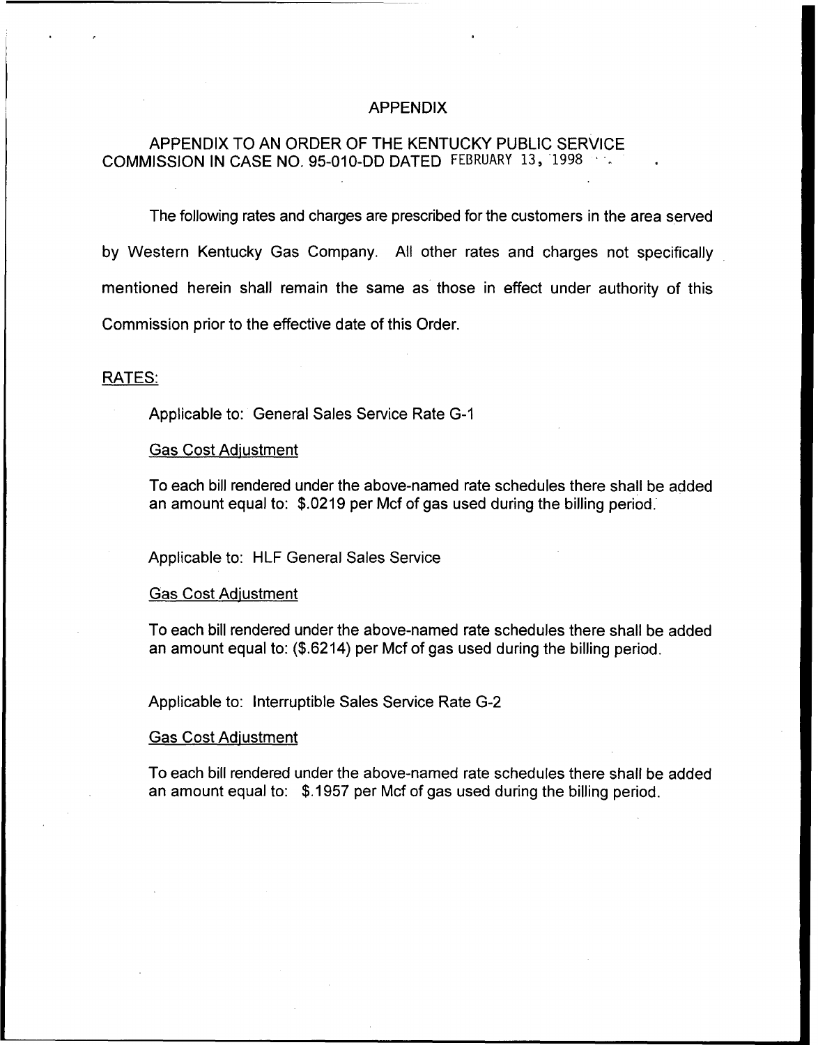# APPENDIX

APPENDIX TO AN ORDER OF THE KENTUCKY PUBLIC SERVICE COMMISSION IN CASE NO. 95-010-DD DATED FEBRUARY 13, 1998

The following rates and charges are prescribed for the customers in the area served by Western Kentucky Gas Company. All other rates and charges not specifically mentioned herein shall remain the same as those in effect under authority of this Commission prior to the effective date of this Order.

RATES:

Applicable to: General Sales Service Rate G-1

Gas Cost Adjustment

To each bill rendered under the above-named rate schedules there shall be added an amount equal to: $.0219 per Mcf of gas used during the billing period.

Applicable to: HLF General Sales Service

Gas Cost Adjustment

To each bill rendered under the above-named rate schedules there shall be added an amount equal to: ($.6214) per Mcf of gas used during the billing period.

Applicable to: Interruptible Sales Service Rate G-2

Gas Cost Adjustment

To each bill rendered under the above-named rate schedules there shall be added an amount equal to: $.1957 per Mcf of gas used during the billing period.